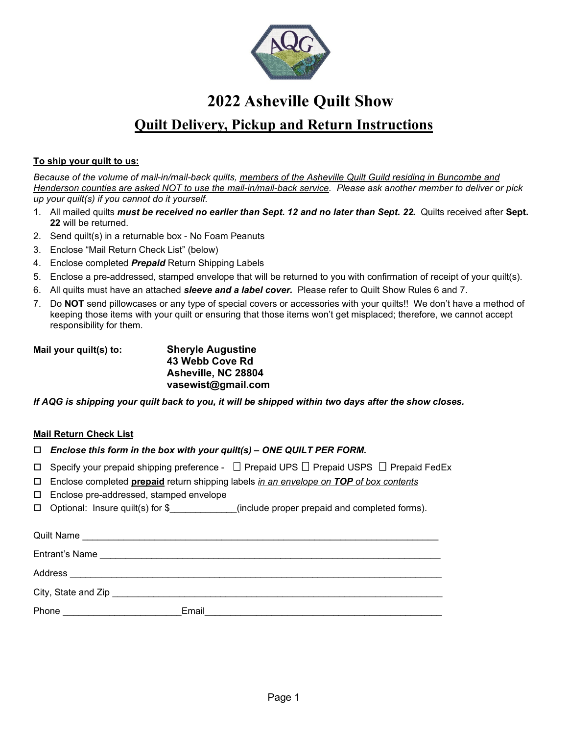# 2022 Asheville Quilt Show

## Quilt Delivery, Pickup and Return Instructions

**To ship your quilt to us:**

*Because of the volume of mail-in/mail-back quilts, members of the Asheville Quilt Guild residing in Buncombe and Henderson counties are asked NOT to use the mail-in/mail-back service. Please ask another member to deliver or pick up your quilt(s) if you cannot do it yourself.*

1. All mailed quilts ***must be received no earlier than Sept. 12 and no later than Sept. 22.*** Quilts received after **Sept. 22** will be returned.
2. Send quilt(s) in a returnable box - No Foam Peanuts
3. Enclose "Mail Return Check List" (below)
4. Enclose completed ***Prepaid*** Return Shipping Labels
5. Enclose a pre-addressed, stamped envelope that will be returned to you with confirmation of receipt of your quilt(s).
6. All quilts must have an attached ***sleeve and a label cover.*** Please refer to Quilt Show Rules 6 and 7.
7. Do **NOT** send pillowcases or any type of special covers or accessories with your quilts!! We don't have a method of keeping those items with your quilt or ensuring that those items won't get misplaced; therefore, we cannot accept responsibility for them.

**Mail your quilt(s) to:**

**Sheryle Augustine**
**43 Webb Cove Rd**
**Asheville, NC 28804**
**vasewist@gmail.com**

***If AQG is shipping your quilt back to you, it will be shipped within two days after the show closes.***

**Mail Return Check List**

- ☐ ***Enclose this form in the box with your quilt(s) – ONE QUILT PER FORM.***
- ☐ Specify your prepaid shipping preference - ☐ Prepaid UPS ☐ Prepaid USPS ☐ Prepaid FedEx
- ☐ Enclose completed **prepaid** return shipping labels *in an envelope on **TOP** of box contents*
- ☐ Enclose pre-addressed, stamped envelope
- ☐ Optional: Insure quilt(s) for $_____________(include proper prepaid and completed forms).

Quilt Name ______________________________________________________________________

Entrant's Name ___________________________________________________________________

Address _________________________________________________________________________

City, State and Zip ________________________________________________________________

Phone ______________________Email_____________________________________________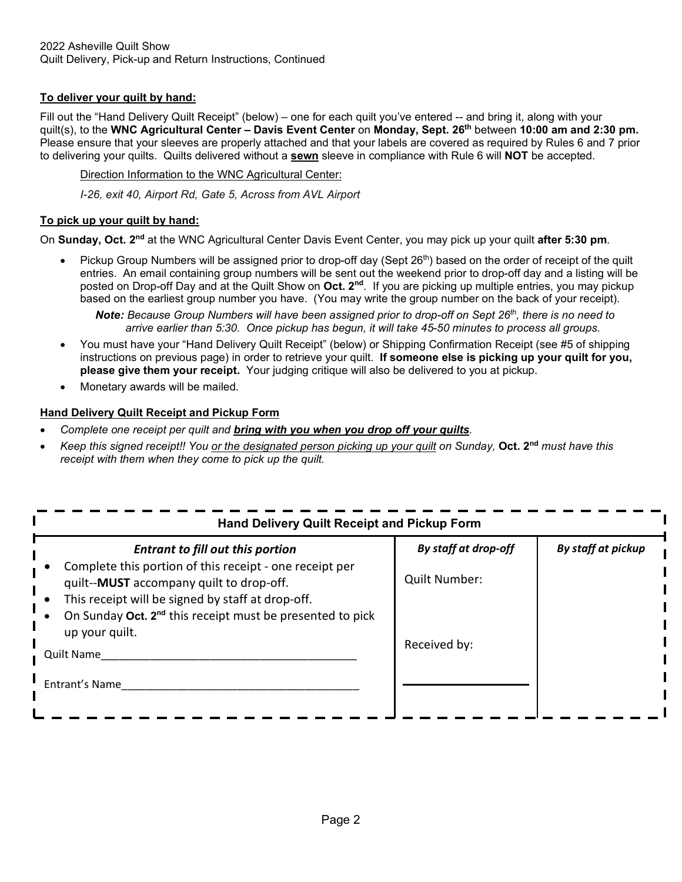2022 Asheville Quilt Show
Quilt Delivery, Pick-up and Return Instructions, Continued

### **To deliver your quilt by hand:**

Fill out the "Hand Delivery Quilt Receipt" (below) – one for each quilt you've entered -- and bring it, along with your quilt(s), to the **WNC Agricultural Center – Davis Event Center** on **Monday, Sept. 26th** between **10:00 am and 2:30 pm.** Please ensure that your sleeves are properly attached and that your labels are covered as required by Rules 6 and 7 prior to delivering your quilts. Quilts delivered without a **sewn** sleeve in compliance with Rule 6 will **NOT** be accepted.

Direction Information to the WNC Agricultural Center:

*I-26, exit 40, Airport Rd, Gate 5, Across from AVL Airport*

### **To pick up your quilt by hand:**

On **Sunday, Oct. 2nd** at the WNC Agricultural Center Davis Event Center, you may pick up your quilt **after 5:30 pm**.

- Pickup Group Numbers will be assigned prior to drop-off day (Sept 26th) based on the order of receipt of the quilt entries. An email containing group numbers will be sent out the weekend prior to drop-off day and a listing will be posted on Drop-off Day and at the Quilt Show on **Oct. 2nd**. If you are picking up multiple entries, you may pickup based on the earliest group number you have. (You may write the group number on the back of your receipt).

  ***Note:*** *Because Group Numbers will have been assigned prior to drop-off on Sept 26th, there is no need to arrive earlier than 5:30. Once pickup has begun, it will take 45-50 minutes to process all groups.*

- You must have your "Hand Delivery Quilt Receipt" (below) or Shipping Confirmation Receipt (see #5 of shipping instructions on previous page) in order to retrieve your quilt. **If someone else is picking up your quilt for you, please give them your receipt.** Your judging critique will also be delivered to you at pickup.
- Monetary awards will be mailed.

### **Hand Delivery Quilt Receipt and Pickup Form**

- *Complete one receipt per quilt and **bring with you when you drop off your quilts**.*
- *Keep this signed receipt!! You or the designated person picking up your quilt on Sunday,* **Oct. 2nd** *must have this receipt with them when they come to pick up the quilt.*

| Hand Delivery Quilt Receipt and Pickup Form | | |
|---|---|---|
| ***Entrant to fill out this portion*** | ***By staff at drop-off*** | ***By staff at pickup*** |
| • Complete this portion of this receipt - one receipt per quilt--**MUST** accompany quilt to drop-off.<br>• This receipt will be signed by staff at drop-off.<br>• On Sunday **Oct. 2nd** this receipt must be presented to pick up your quilt.<br>Quilt Name\_\_\_\_\_\_\_\_\_\_\_\_\_\_\_\_\_\_\_\_\_\_\_\_\_\_\_\_\_\_\_\_\_\_\_\_\_\_\_\_<br>Entrant's Name\_\_\_\_\_\_\_\_\_\_\_\_\_\_\_\_\_\_\_\_\_\_\_\_\_\_\_\_\_\_\_\_\_\_\_\_\_\_ | Quilt Number:<br><br>Received by:<br>\_\_\_\_\_\_\_\_\_\_\_\_\_\_\_\_\_\_\_ | |